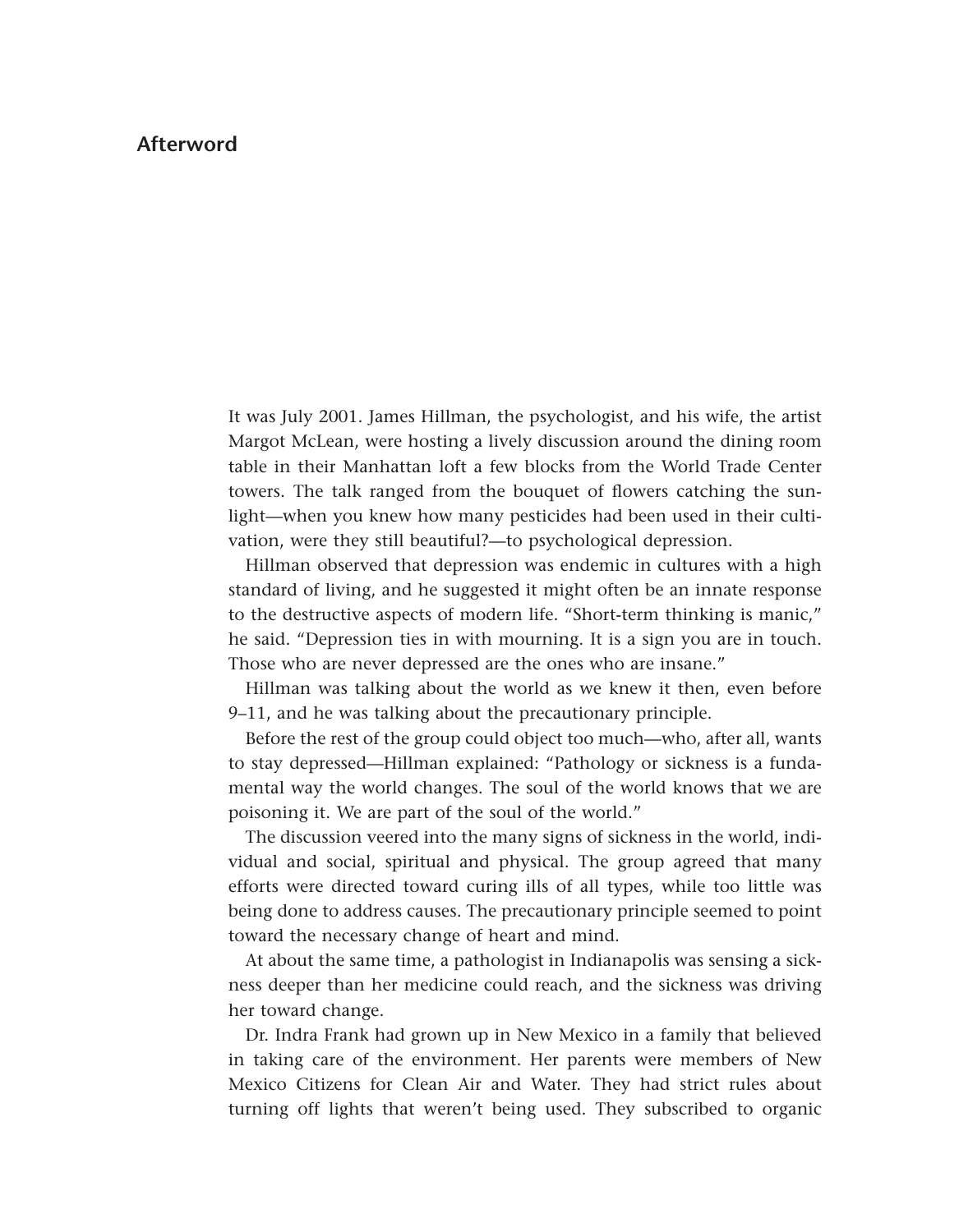# Afterword

It was July 2001. James Hillman, the psychologist, and his wife, the artist Margot McLean, were hosting a lively discussion around the dining room table in their Manhattan loft a few blocks from the World Trade Center towers. The talk ranged from the bouquet of flowers catching the sunlight—when you knew how many pesticides had been used in their cultivation, were they still beautiful?—to psychological depression.

Hillman observed that depression was endemic in cultures with a high standard of living, and he suggested it might often be an innate response to the destructive aspects of modern life. "Short-term thinking is manic," he said. "Depression ties in with mourning. It is a sign you are in touch. Those who are never depressed are the ones who are insane."

Hillman was talking about the world as we knew it then, even before 9–11, and he was talking about the precautionary principle.

Before the rest of the group could object too much—who, after all, wants to stay depressed—Hillman explained: "Pathology or sickness is a fundamental way the world changes. The soul of the world knows that we are poisoning it. We are part of the soul of the world."

The discussion veered into the many signs of sickness in the world, individual and social, spiritual and physical. The group agreed that many efforts were directed toward curing ills of all types, while too little was being done to address causes. The precautionary principle seemed to point toward the necessary change of heart and mind.

At about the same time, a pathologist in Indianapolis was sensing a sickness deeper than her medicine could reach, and the sickness was driving her toward change.

Dr. Indra Frank had grown up in New Mexico in a family that believed in taking care of the environment. Her parents were members of New Mexico Citizens for Clean Air and Water. They had strict rules about turning off lights that weren't being used. They subscribed to organic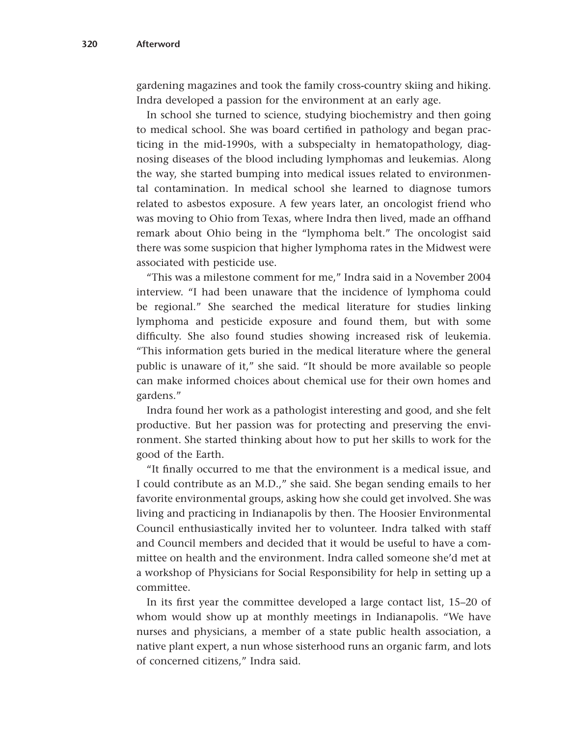gardening magazines and took the family cross-country skiing and hiking. Indra developed a passion for the environment at an early age.

In school she turned to science, studying biochemistry and then going to medical school. She was board certified in pathology and began practicing in the mid-1990s, with a subspecialty in hematopathology, diagnosing diseases of the blood including lymphomas and leukemias. Along the way, she started bumping into medical issues related to environmental contamination. In medical school she learned to diagnose tumors related to asbestos exposure. A few years later, an oncologist friend who was moving to Ohio from Texas, where Indra then lived, made an offhand remark about Ohio being in the "lymphoma belt." The oncologist said there was some suspicion that higher lymphoma rates in the Midwest were associated with pesticide use.

"This was a milestone comment for me," Indra said in a November 2004 interview. "I had been unaware that the incidence of lymphoma could be regional." She searched the medical literature for studies linking lymphoma and pesticide exposure and found them, but with some difficulty. She also found studies showing increased risk of leukemia. "This information gets buried in the medical literature where the general public is unaware of it," she said. "It should be more available so people can make informed choices about chemical use for their own homes and gardens."

Indra found her work as a pathologist interesting and good, and she felt productive. But her passion was for protecting and preserving the environment. She started thinking about how to put her skills to work for the good of the Earth.

"It finally occurred to me that the environment is a medical issue, and I could contribute as an M.D.," she said. She began sending emails to her favorite environmental groups, asking how she could get involved. She was living and practicing in Indianapolis by then. The Hoosier Environmental Council enthusiastically invited her to volunteer. Indra talked with staff and Council members and decided that it would be useful to have a committee on health and the environment. Indra called someone she'd met at a workshop of Physicians for Social Responsibility for help in setting up a committee.

In its first year the committee developed a large contact list, 15–20 of whom would show up at monthly meetings in Indianapolis. "We have nurses and physicians, a member of a state public health association, a native plant expert, a nun whose sisterhood runs an organic farm, and lots of concerned citizens," Indra said.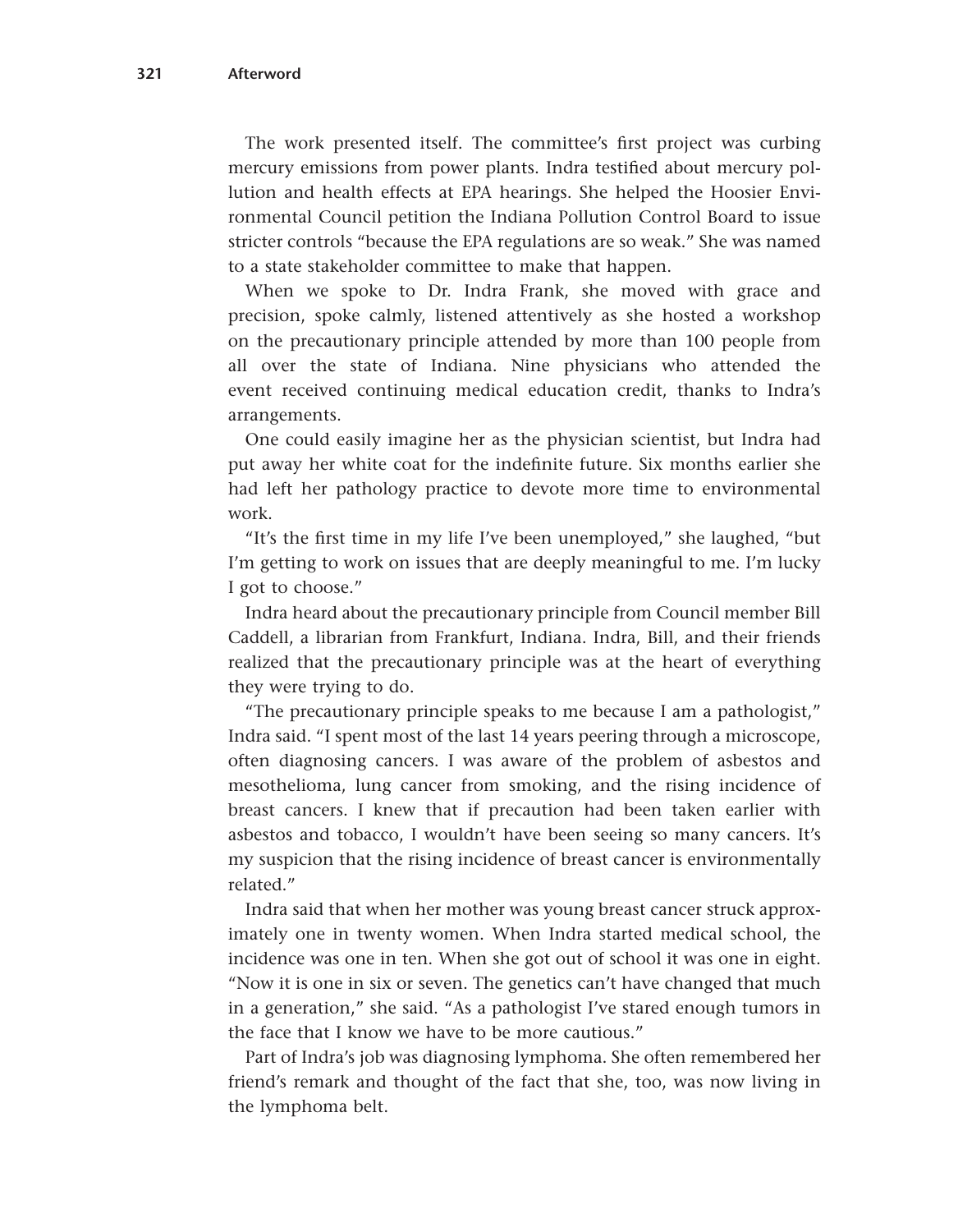The work presented itself. The committee's first project was curbing mercury emissions from power plants. Indra testified about mercury pollution and health effects at EPA hearings. She helped the Hoosier Environmental Council petition the Indiana Pollution Control Board to issue stricter controls "because the EPA regulations are so weak." She was named to a state stakeholder committee to make that happen.

When we spoke to Dr. Indra Frank, she moved with grace and precision, spoke calmly, listened attentively as she hosted a workshop on the precautionary principle attended by more than 100 people from all over the state of Indiana. Nine physicians who attended the event received continuing medical education credit, thanks to Indra's arrangements.

One could easily imagine her as the physician scientist, but Indra had put away her white coat for the indefinite future. Six months earlier she had left her pathology practice to devote more time to environmental work.

"It's the first time in my life I've been unemployed," she laughed, "but I'm getting to work on issues that are deeply meaningful to me. I'm lucky I got to choose."

Indra heard about the precautionary principle from Council member Bill Caddell, a librarian from Frankfurt, Indiana. Indra, Bill, and their friends realized that the precautionary principle was at the heart of everything they were trying to do.

"The precautionary principle speaks to me because I am a pathologist," Indra said. "I spent most of the last 14 years peering through a microscope, often diagnosing cancers. I was aware of the problem of asbestos and mesothelioma, lung cancer from smoking, and the rising incidence of breast cancers. I knew that if precaution had been taken earlier with asbestos and tobacco, I wouldn't have been seeing so many cancers. It's my suspicion that the rising incidence of breast cancer is environmentally related."

Indra said that when her mother was young breast cancer struck approximately one in twenty women. When Indra started medical school, the incidence was one in ten. When she got out of school it was one in eight. "Now it is one in six or seven. The genetics can't have changed that much in a generation," she said. "As a pathologist I've stared enough tumors in the face that I know we have to be more cautious."

Part of Indra's job was diagnosing lymphoma. She often remembered her friend's remark and thought of the fact that she, too, was now living in the lymphoma belt.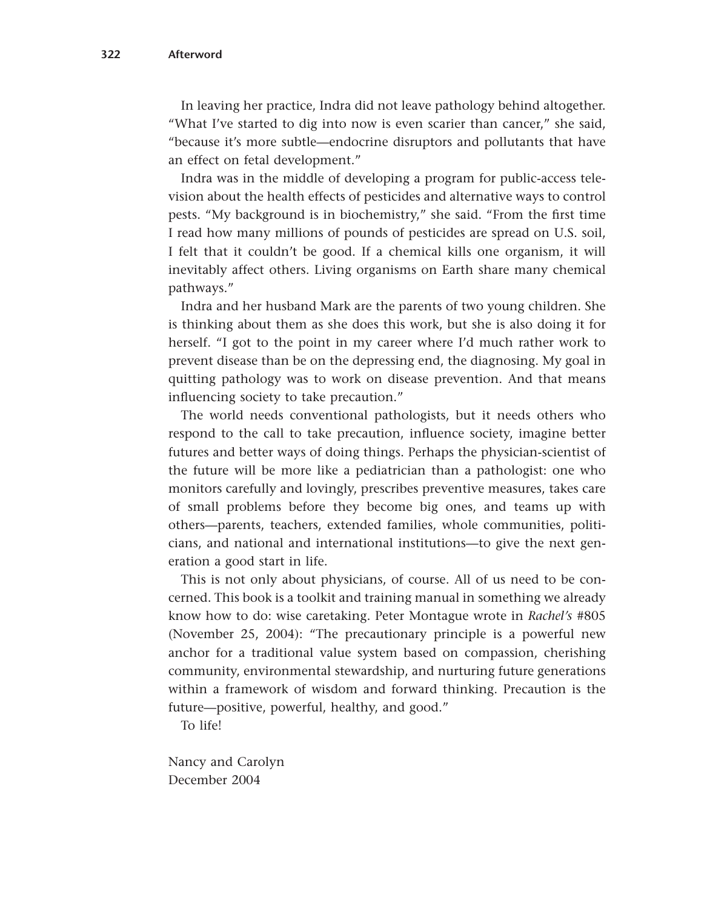In leaving her practice, Indra did not leave pathology behind altogether. "What I've started to dig into now is even scarier than cancer," she said, "because it's more subtle—endocrine disruptors and pollutants that have an effect on fetal development."

Indra was in the middle of developing a program for public-access television about the health effects of pesticides and alternative ways to control pests. "My background is in biochemistry," she said. "From the first time I read how many millions of pounds of pesticides are spread on U.S. soil, I felt that it couldn't be good. If a chemical kills one organism, it will inevitably affect others. Living organisms on Earth share many chemical pathways."

Indra and her husband Mark are the parents of two young children. She is thinking about them as she does this work, but she is also doing it for herself. "I got to the point in my career where I'd much rather work to prevent disease than be on the depressing end, the diagnosing. My goal in quitting pathology was to work on disease prevention. And that means influencing society to take precaution."

The world needs conventional pathologists, but it needs others who respond to the call to take precaution, influence society, imagine better futures and better ways of doing things. Perhaps the physician-scientist of the future will be more like a pediatrician than a pathologist: one who monitors carefully and lovingly, prescribes preventive measures, takes care of small problems before they become big ones, and teams up with others—parents, teachers, extended families, whole communities, politicians, and national and international institutions—to give the next generation a good start in life.

This is not only about physicians, of course. All of us need to be concerned. This book is a toolkit and training manual in something we already know how to do: wise caretaking. Peter Montague wrote in *Rachel's* #805 (November 25, 2004): "The precautionary principle is a powerful new anchor for a traditional value system based on compassion, cherishing community, environmental stewardship, and nurturing future generations within a framework of wisdom and forward thinking. Precaution is the future—positive, powerful, healthy, and good."

To life!

Nancy and Carolyn
December 2004